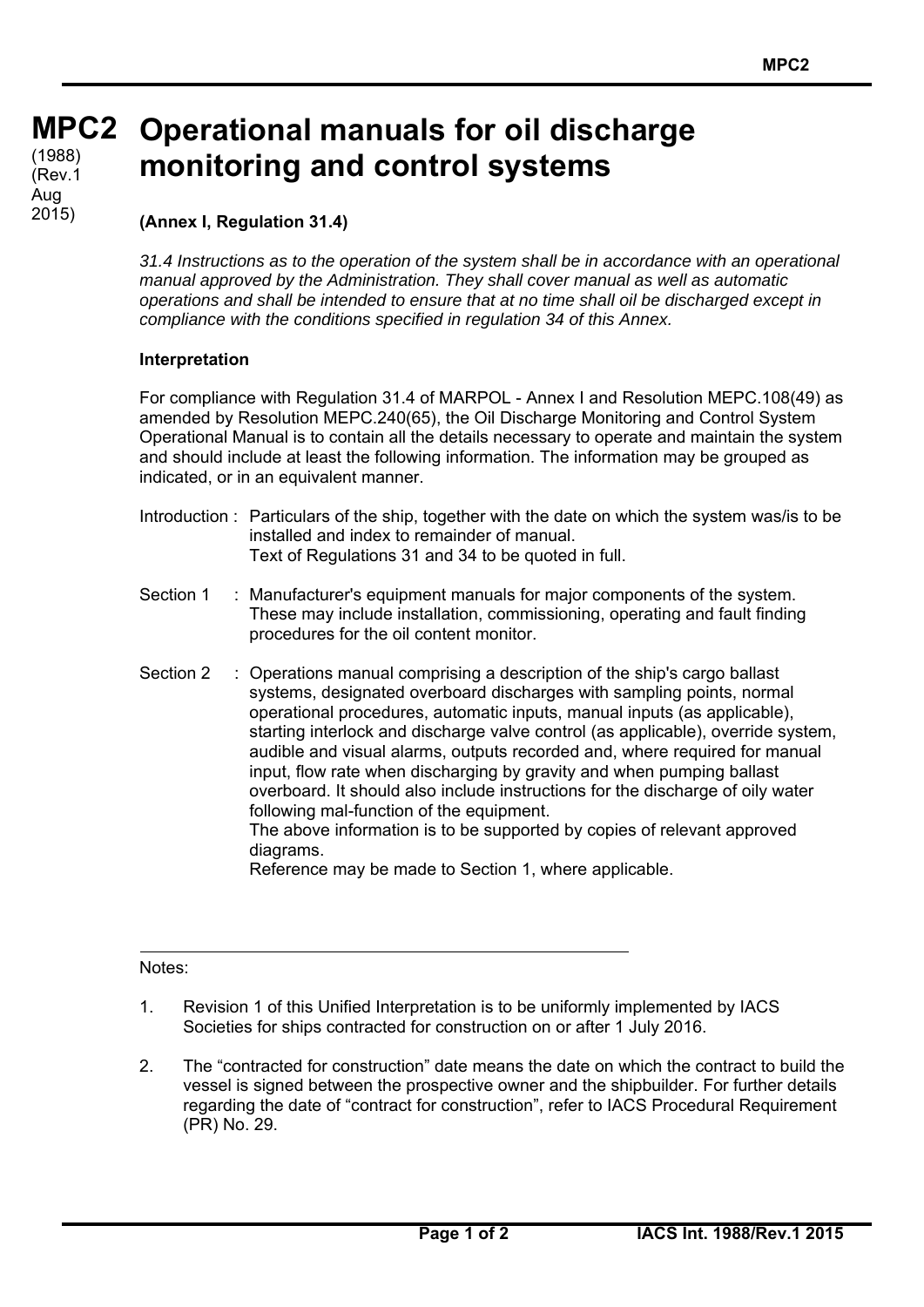# MPC2 Operational manuals for oil discharge monitoring and control systems

(1988)
(Rev.1 Aug 2015)

**(Annex I, Regulation 31.4)**

*31.4 Instructions as to the operation of the system shall be in accordance with an operational manual approved by the Administration. They shall cover manual as well as automatic operations and shall be intended to ensure that at no time shall oil be discharged except in compliance with the conditions specified in regulation 34 of this Annex.*

**Interpretation**

For compliance with Regulation 31.4 of MARPOL - Annex I and Resolution MEPC.108(49) as amended by Resolution MEPC.240(65), the Oil Discharge Monitoring and Control System Operational Manual is to contain all the details necessary to operate and maintain the system and should include at least the following information. The information may be grouped as indicated, or in an equivalent manner.

Introduction : Particulars of the ship, together with the date on which the system was/is to be installed and index to remainder of manual.
Text of Regulations 31 and 34 to be quoted in full.

Section 1 : Manufacturer's equipment manuals for major components of the system. These may include installation, commissioning, operating and fault finding procedures for the oil content monitor.

Section 2 : Operations manual comprising a description of the ship's cargo ballast systems, designated overboard discharges with sampling points, normal operational procedures, automatic inputs, manual inputs (as applicable), starting interlock and discharge valve control (as applicable), override system, audible and visual alarms, outputs recorded and, where required for manual input, flow rate when discharging by gravity and when pumping ballast overboard. It should also include instructions for the discharge of oily water following mal-function of the equipment.
The above information is to be supported by copies of relevant approved diagrams.
Reference may be made to Section 1, where applicable.

---

Notes:

1. Revision 1 of this Unified Interpretation is to be uniformly implemented by IACS Societies for ships contracted for construction on or after 1 July 2016.

2. The "contracted for construction" date means the date on which the contract to build the vessel is signed between the prospective owner and the shipbuilder. For further details regarding the date of "contract for construction", refer to IACS Procedural Requirement (PR) No. 29.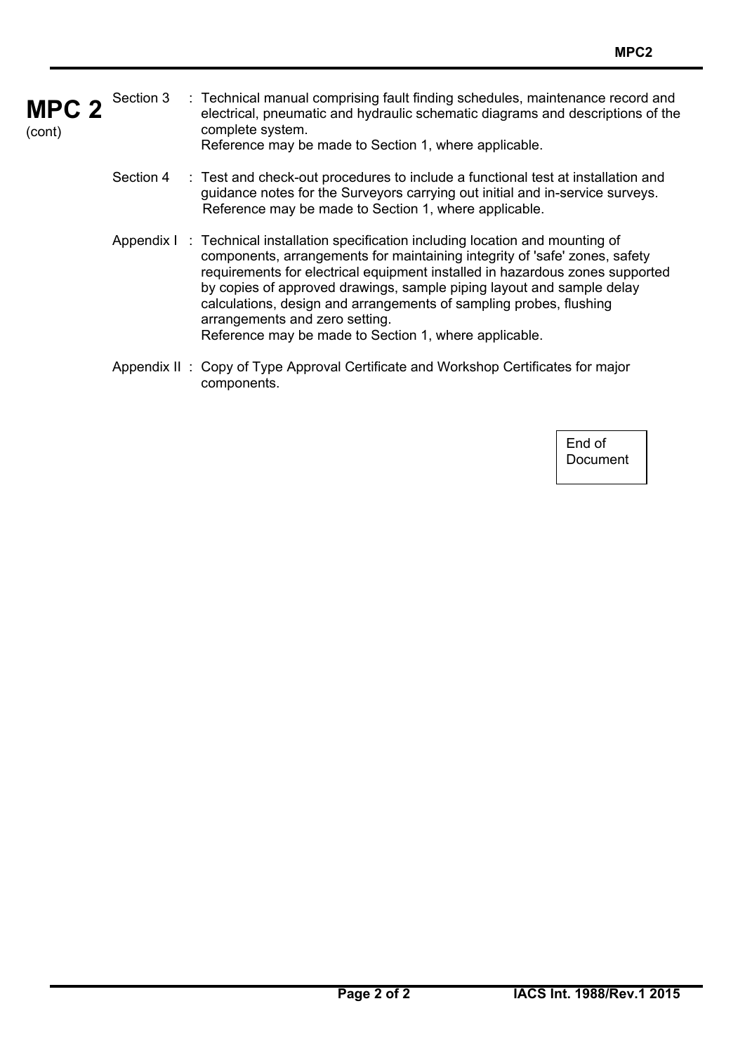**MPC 2** (cont)

Section 3 : Technical manual comprising fault finding schedules, maintenance record and electrical, pneumatic and hydraulic schematic diagrams and descriptions of the complete system.
Reference may be made to Section 1, where applicable.

Section 4 : Test and check-out procedures to include a functional test at installation and guidance notes for the Surveyors carrying out initial and in-service surveys.
Reference may be made to Section 1, where applicable.

Appendix I : Technical installation specification including location and mounting of components, arrangements for maintaining integrity of 'safe' zones, safety requirements for electrical equipment installed in hazardous zones supported by copies of approved drawings, sample piping layout and sample delay calculations, design and arrangements of sampling probes, flushing arrangements and zero setting.
Reference may be made to Section 1, where applicable.

Appendix II : Copy of Type Approval Certificate and Workshop Certificates for major components.

End of Document